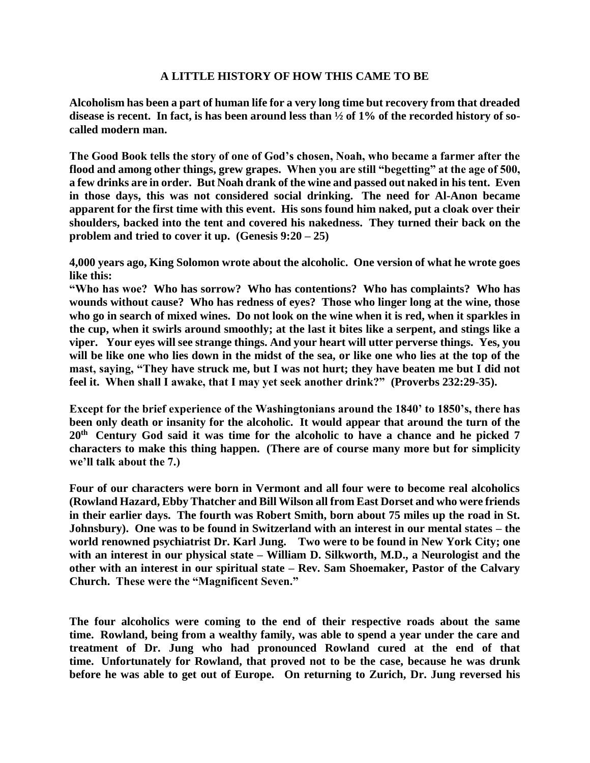## A LITTLE HISTORY OF HOW THIS CAME TO BE

**Alcoholism has been a part of human life for a very long time but recovery from that dreaded disease is recent. In fact, is has been around less than ½ of 1% of the recorded history of so-called modern man.**

**The Good Book tells the story of one of God's chosen, Noah, who became a farmer after the flood and among other things, grew grapes. When you are still "begetting" at the age of 500, a few drinks are in order. But Noah drank of the wine and passed out naked in his tent. Even in those days, this was not considered social drinking. The need for Al-Anon became apparent for the first time with this event. His sons found him naked, put a cloak over their shoulders, backed into the tent and covered his nakedness. They turned their back on the problem and tried to cover it up. (Genesis 9:20 – 25)**

**4,000 years ago, King Solomon wrote about the alcoholic. One version of what he wrote goes like this:**

**"Who has woe? Who has sorrow? Who has contentions? Who has complaints? Who has wounds without cause? Who has redness of eyes? Those who linger long at the wine, those who go in search of mixed wines. Do not look on the wine when it is red, when it sparkles in the cup, when it swirls around smoothly; at the last it bites like a serpent, and stings like a viper. Your eyes will see strange things. And your heart will utter perverse things. Yes, you will be like one who lies down in the midst of the sea, or like one who lies at the top of the mast, saying, "They have struck me, but I was not hurt; they have beaten me but I did not feel it. When shall I awake, that I may yet seek another drink?" (Proverbs 232:29-35).**

**Except for the brief experience of the Washingtonians around the 1840' to 1850's, there has been only death or insanity for the alcoholic. It would appear that around the turn of the 20th Century God said it was time for the alcoholic to have a chance and he picked 7 characters to make this thing happen. (There are of course many more but for simplicity we'll talk about the 7.)**

**Four of our characters were born in Vermont and all four were to become real alcoholics (Rowland Hazard, Ebby Thatcher and Bill Wilson all from East Dorset and who were friends in their earlier days. The fourth was Robert Smith, born about 75 miles up the road in St. Johnsbury). One was to be found in Switzerland with an interest in our mental states – the world renowned psychiatrist Dr. Karl Jung. Two were to be found in New York City; one with an interest in our physical state – William D. Silkworth, M.D., a Neurologist and the other with an interest in our spiritual state – Rev. Sam Shoemaker, Pastor of the Calvary Church. These were the "Magnificent Seven."**

**The four alcoholics were coming to the end of their respective roads about the same time. Rowland, being from a wealthy family, was able to spend a year under the care and treatment of Dr. Jung who had pronounced Rowland cured at the end of that time. Unfortunately for Rowland, that proved not to be the case, because he was drunk before he was able to get out of Europe. On returning to Zurich, Dr. Jung reversed his**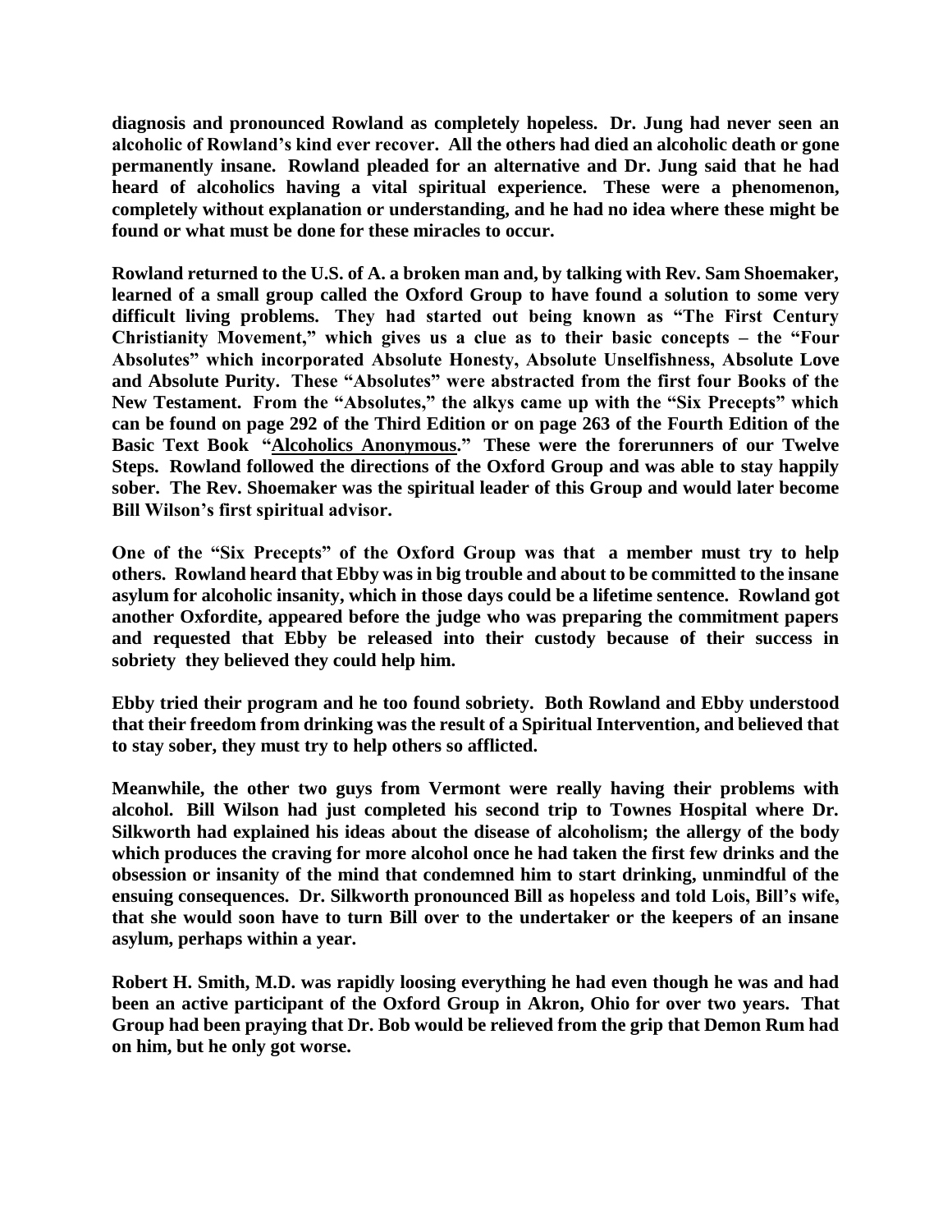**diagnosis and pronounced Rowland as completely hopeless. Dr. Jung had never seen an alcoholic of Rowland's kind ever recover. All the others had died an alcoholic death or gone permanently insane. Rowland pleaded for an alternative and Dr. Jung said that he had heard of alcoholics having a vital spiritual experience. These were a phenomenon, completely without explanation or understanding, and he had no idea where these might be found or what must be done for these miracles to occur.**

**Rowland returned to the U.S. of A. a broken man and, by talking with Rev. Sam Shoemaker, learned of a small group called the Oxford Group to have found a solution to some very difficult living problems. They had started out being known as "The First Century Christianity Movement," which gives us a clue as to their basic concepts – the "Four Absolutes" which incorporated Absolute Honesty, Absolute Unselfishness, Absolute Love and Absolute Purity. These "Absolutes" were abstracted from the first four Books of the New Testament. From the "Absolutes," the alkys came up with the "Six Precepts" which can be found on page 292 of the Third Edition or on page 263 of the Fourth Edition of the Basic Text Book "<u>Alcoholics Anonymous</u>." These were the forerunners of our Twelve Steps. Rowland followed the directions of the Oxford Group and was able to stay happily sober. The Rev. Shoemaker was the spiritual leader of this Group and would later become Bill Wilson's first spiritual advisor.**

**One of the "Six Precepts" of the Oxford Group was that a member must try to help others. Rowland heard that Ebby was in big trouble and about to be committed to the insane asylum for alcoholic insanity, which in those days could be a lifetime sentence. Rowland got another Oxfordite, appeared before the judge who was preparing the commitment papers and requested that Ebby be released into their custody because of their success in sobriety they believed they could help him.**

**Ebby tried their program and he too found sobriety. Both Rowland and Ebby understood that their freedom from drinking was the result of a Spiritual Intervention, and believed that to stay sober, they must try to help others so afflicted.**

**Meanwhile, the other two guys from Vermont were really having their problems with alcohol. Bill Wilson had just completed his second trip to Townes Hospital where Dr. Silkworth had explained his ideas about the disease of alcoholism; the allergy of the body which produces the craving for more alcohol once he had taken the first few drinks and the obsession or insanity of the mind that condemned him to start drinking, unmindful of the ensuing consequences. Dr. Silkworth pronounced Bill as hopeless and told Lois, Bill's wife, that she would soon have to turn Bill over to the undertaker or the keepers of an insane asylum, perhaps within a year.**

**Robert H. Smith, M.D. was rapidly loosing everything he had even though he was and had been an active participant of the Oxford Group in Akron, Ohio for over two years. That Group had been praying that Dr. Bob would be relieved from the grip that Demon Rum had on him, but he only got worse.**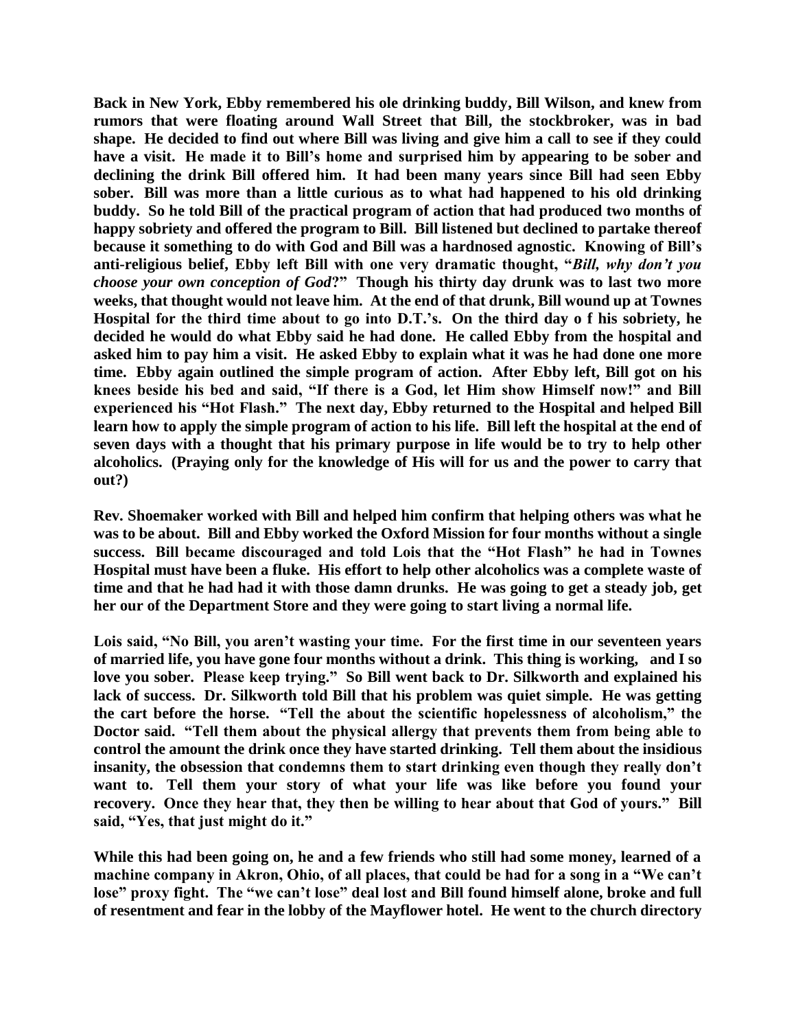**Back in New York, Ebby remembered his ole drinking buddy, Bill Wilson, and knew from rumors that were floating around Wall Street that Bill, the stockbroker, was in bad shape. He decided to find out where Bill was living and give him a call to see if they could have a visit. He made it to Bill's home and surprised him by appearing to be sober and declining the drink Bill offered him. It had been many years since Bill had seen Ebby sober. Bill was more than a little curious as to what had happened to his old drinking buddy. So he told Bill of the practical program of action that had produced two months of happy sobriety and offered the program to Bill. Bill listened but declined to partake thereof because it something to do with God and Bill was a hardnosed agnostic. Knowing of Bill's anti-religious belief, Ebby left Bill with one very dramatic thought, "*Bill, why don't you choose your own conception of God*?" Though his thirty day drunk was to last two more weeks, that thought would not leave him. At the end of that drunk, Bill wound up at Townes Hospital for the third time about to go into D.T.'s. On the third day o f his sobriety, he decided he would do what Ebby said he had done. He called Ebby from the hospital and asked him to pay him a visit. He asked Ebby to explain what it was he had done one more time. Ebby again outlined the simple program of action. After Ebby left, Bill got on his knees beside his bed and said, "If there is a God, let Him show Himself now!" and Bill experienced his "Hot Flash." The next day, Ebby returned to the Hospital and helped Bill learn how to apply the simple program of action to his life. Bill left the hospital at the end of seven days with a thought that his primary purpose in life would be to try to help other alcoholics. (Praying only for the knowledge of His will for us and the power to carry that out?)**

**Rev. Shoemaker worked with Bill and helped him confirm that helping others was what he was to be about. Bill and Ebby worked the Oxford Mission for four months without a single success. Bill became discouraged and told Lois that the "Hot Flash" he had in Townes Hospital must have been a fluke. His effort to help other alcoholics was a complete waste of time and that he had had it with those damn drunks. He was going to get a steady job, get her our of the Department Store and they were going to start living a normal life.**

**Lois said, "No Bill, you aren't wasting your time. For the first time in our seventeen years of married life, you have gone four months without a drink. This thing is working, and I so love you sober. Please keep trying." So Bill went back to Dr. Silkworth and explained his lack of success. Dr. Silkworth told Bill that his problem was quiet simple. He was getting the cart before the horse. "Tell the about the scientific hopelessness of alcoholism," the Doctor said. "Tell them about the physical allergy that prevents them from being able to control the amount the drink once they have started drinking. Tell them about the insidious insanity, the obsession that condemns them to start drinking even though they really don't want to. Tell them your story of what your life was like before you found your recovery. Once they hear that, they then be willing to hear about that God of yours." Bill said, "Yes, that just might do it."**

**While this had been going on, he and a few friends who still had some money, learned of a machine company in Akron, Ohio, of all places, that could be had for a song in a "We can't lose" proxy fight. The "we can't lose" deal lost and Bill found himself alone, broke and full of resentment and fear in the lobby of the Mayflower hotel. He went to the church directory**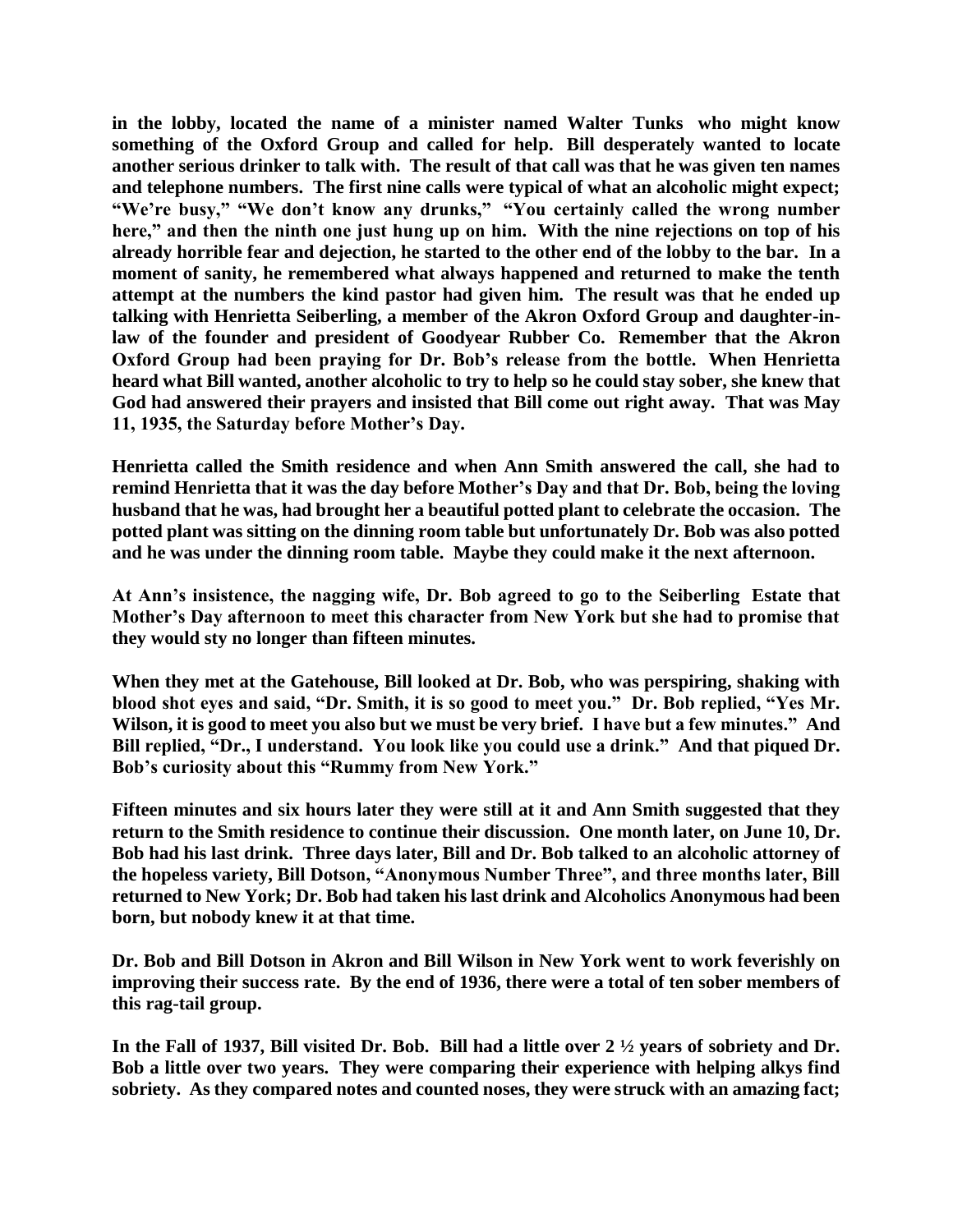**in the lobby, located the name of a minister named Walter Tunks who might know something of the Oxford Group and called for help. Bill desperately wanted to locate another serious drinker to talk with. The result of that call was that he was given ten names and telephone numbers. The first nine calls were typical of what an alcoholic might expect; "We're busy," "We don't know any drunks," "You certainly called the wrong number here," and then the ninth one just hung up on him. With the nine rejections on top of his already horrible fear and dejection, he started to the other end of the lobby to the bar. In a moment of sanity, he remembered what always happened and returned to make the tenth attempt at the numbers the kind pastor had given him. The result was that he ended up talking with Henrietta Seiberling, a member of the Akron Oxford Group and daughter-in-law of the founder and president of Goodyear Rubber Co. Remember that the Akron Oxford Group had been praying for Dr. Bob's release from the bottle. When Henrietta heard what Bill wanted, another alcoholic to try to help so he could stay sober, she knew that God had answered their prayers and insisted that Bill come out right away. That was May 11, 1935, the Saturday before Mother's Day.**

**Henrietta called the Smith residence and when Ann Smith answered the call, she had to remind Henrietta that it was the day before Mother's Day and that Dr. Bob, being the loving husband that he was, had brought her a beautiful potted plant to celebrate the occasion. The potted plant was sitting on the dinning room table but unfortunately Dr. Bob was also potted and he was under the dinning room table. Maybe they could make it the next afternoon.**

**At Ann's insistence, the nagging wife, Dr. Bob agreed to go to the Seiberling Estate that Mother's Day afternoon to meet this character from New York but she had to promise that they would sty no longer than fifteen minutes.**

**When they met at the Gatehouse, Bill looked at Dr. Bob, who was perspiring, shaking with blood shot eyes and said, "Dr. Smith, it is so good to meet you." Dr. Bob replied, "Yes Mr. Wilson, it is good to meet you also but we must be very brief. I have but a few minutes." And Bill replied, "Dr., I understand. You look like you could use a drink." And that piqued Dr. Bob's curiosity about this "Rummy from New York."**

**Fifteen minutes and six hours later they were still at it and Ann Smith suggested that they return to the Smith residence to continue their discussion. One month later, on June 10, Dr. Bob had his last drink. Three days later, Bill and Dr. Bob talked to an alcoholic attorney of the hopeless variety, Bill Dotson, "Anonymous Number Three", and three months later, Bill returned to New York; Dr. Bob had taken his last drink and Alcoholics Anonymous had been born, but nobody knew it at that time.**

**Dr. Bob and Bill Dotson in Akron and Bill Wilson in New York went to work feverishly on improving their success rate. By the end of 1936, there were a total of ten sober members of this rag-tail group.**

**In the Fall of 1937, Bill visited Dr. Bob. Bill had a little over 2 ½ years of sobriety and Dr. Bob a little over two years. They were comparing their experience with helping alkys find sobriety. As they compared notes and counted noses, they were struck with an amazing fact;**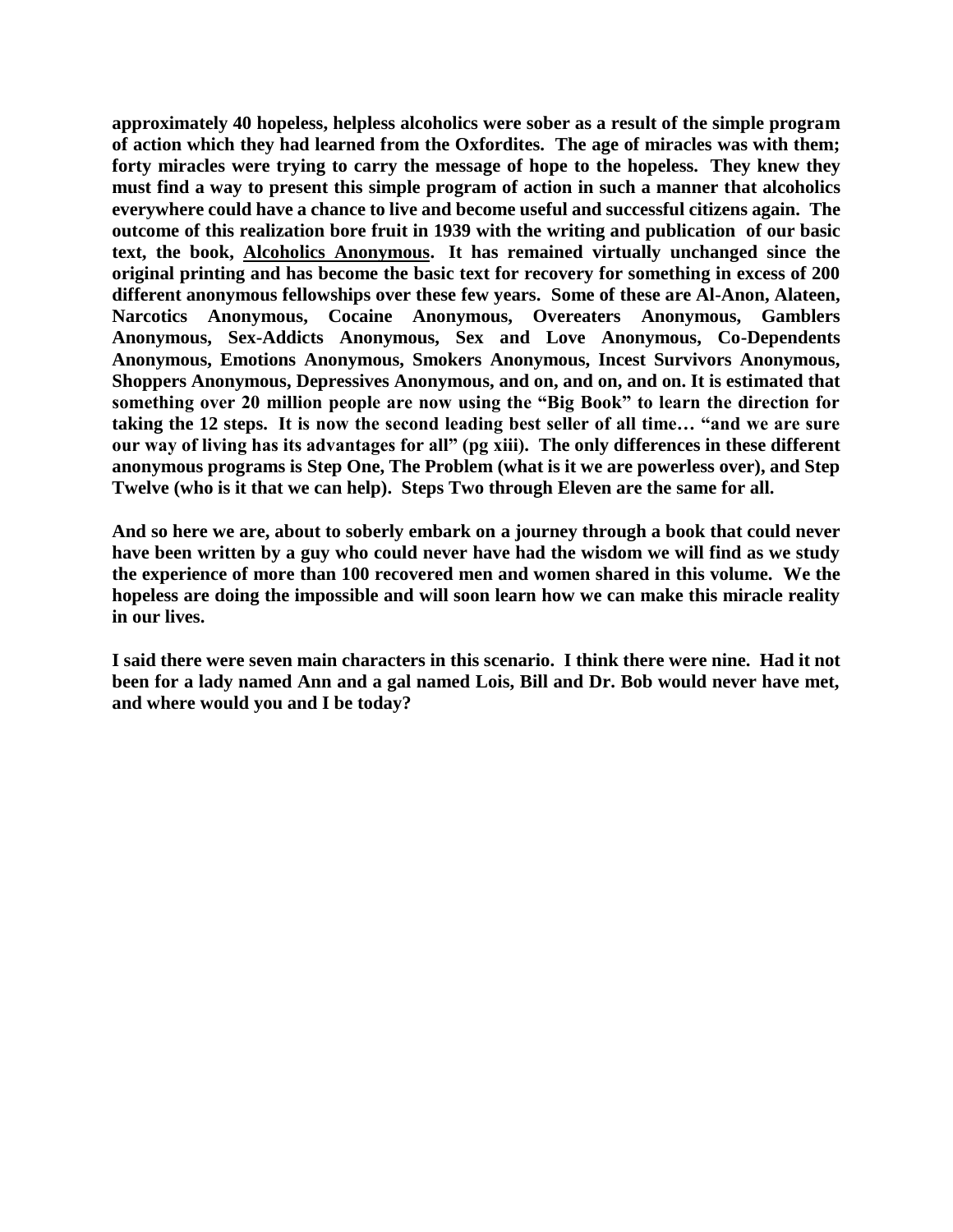**approximately 40 hopeless, helpless alcoholics were sober as a result of the simple program of action which they had learned from the Oxfordites. The age of miracles was with them; forty miracles were trying to carry the message of hope to the hopeless. They knew they must find a way to present this simple program of action in such a manner that alcoholics everywhere could have a chance to live and become useful and successful citizens again. The outcome of this realization bore fruit in 1939 with the writing and publication of our basic text, the book, <u>Alcoholics Anonymous</u>. It has remained virtually unchanged since the original printing and has become the basic text for recovery for something in excess of 200 different anonymous fellowships over these few years. Some of these are Al-Anon, Alateen, Narcotics Anonymous, Cocaine Anonymous, Overeaters Anonymous, Gamblers Anonymous, Sex-Addicts Anonymous, Sex and Love Anonymous, Co-Dependents Anonymous, Emotions Anonymous, Smokers Anonymous, Incest Survivors Anonymous, Shoppers Anonymous, Depressives Anonymous, and on, and on, and on. It is estimated that something over 20 million people are now using the "Big Book" to learn the direction for taking the 12 steps. It is now the second leading best seller of all time… "and we are sure our way of living has its advantages for all" (pg xiii). The only differences in these different anonymous programs is Step One, The Problem (what is it we are powerless over), and Step Twelve (who is it that we can help). Steps Two through Eleven are the same for all.**

**And so here we are, about to soberly embark on a journey through a book that could never have been written by a guy who could never have had the wisdom we will find as we study the experience of more than 100 recovered men and women shared in this volume. We the hopeless are doing the impossible and will soon learn how we can make this miracle reality in our lives.**

**I said there were seven main characters in this scenario. I think there were nine. Had it not been for a lady named Ann and a gal named Lois, Bill and Dr. Bob would never have met, and where would you and I be today?**